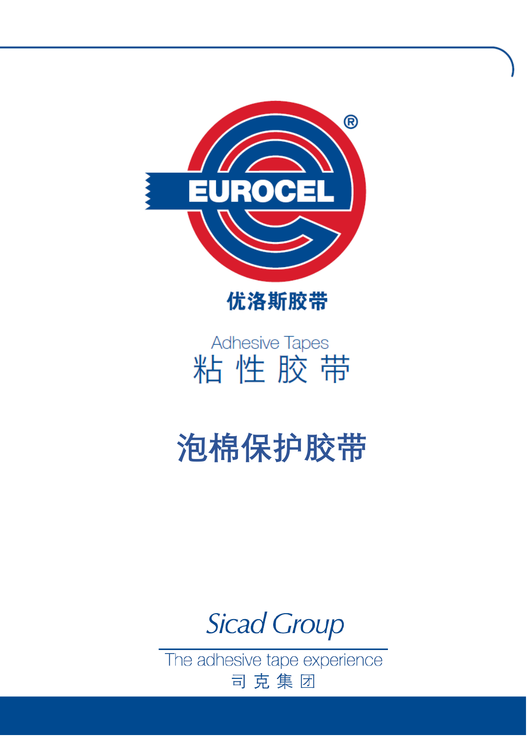EUROCEL®

优洛斯胶带

Adhesive Tapes

粘 性 胶 带

# 泡棉保护胶带

Sicad Group

The adhesive tape experience

司 克 集 团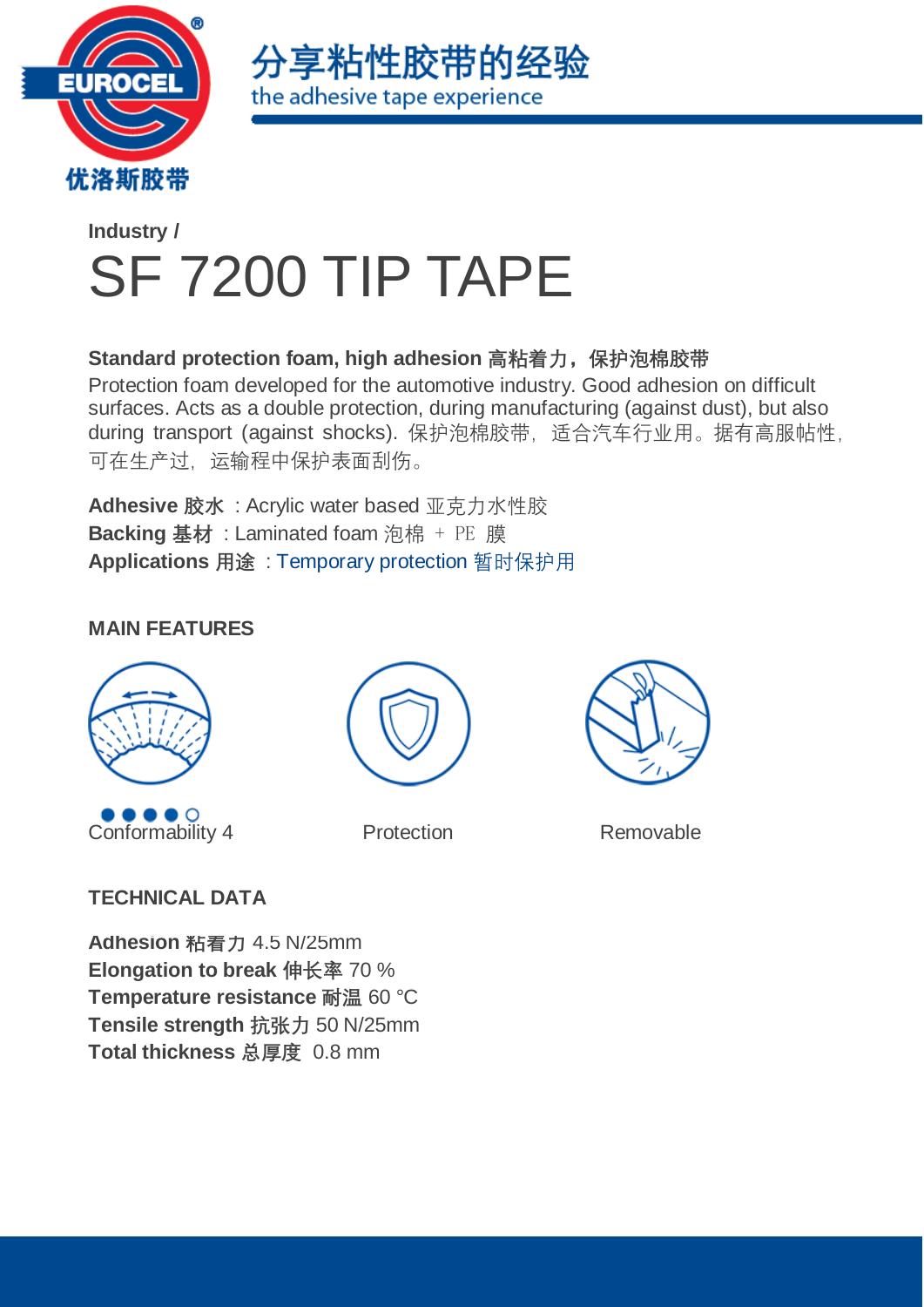Industry /

# SF 7200 TIP TAPE

**Standard protection foam, high adhesion 高粘着力，保护泡棉胶带**

Protection foam developed for the automotive industry. Good adhesion on difficult surfaces. Acts as a double protection, during manufacturing (against dust), but also during transport (against shocks). 保护泡棉胶带，适合汽车行业用。据有高服帖性，可在生产过，运输程中保护表面刮伤。

**Adhesive 胶水** : Acrylic water based 亚克力水性胶
**Backing 基材** : Laminated foam 泡棉 + PE 膜
**Applications 用途** : Temporary protection 暂时保护用

## MAIN FEATURES

●●●●○
Conformability 4

Protection

Removable

## TECHNICAL DATA

**Adhesion 粘着力** 4.5 N/25mm
**Elongation to break 伸长率** 70 %
**Temperature resistance 耐温** 60 °C
**Tensile strength 抗张力** 50 N/25mm
**Total thickness 总厚度** 0.8 mm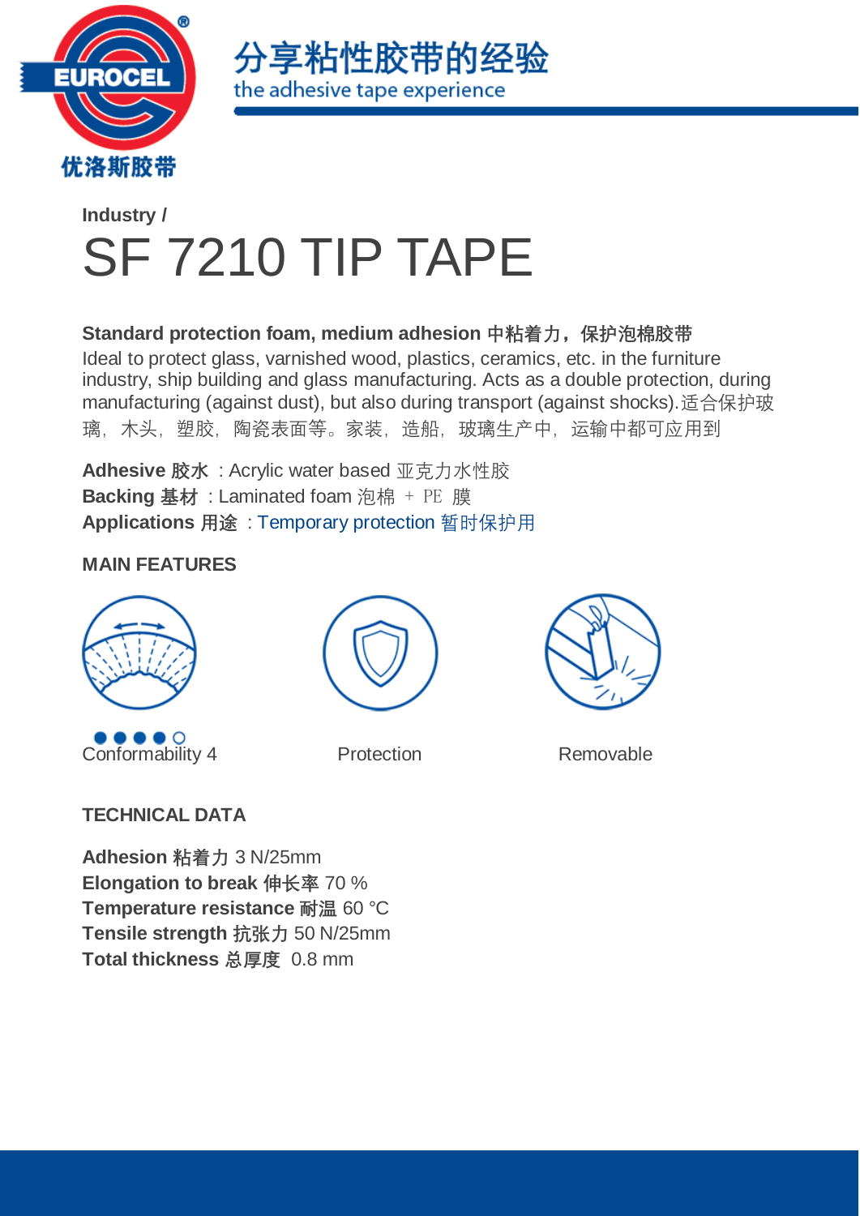Industry /

# SF 7210 TIP TAPE

**Standard protection foam, medium adhesion 中粘着力，保护泡棉胶带**

Ideal to protect glass, varnished wood, plastics, ceramics, etc. in the furniture industry, ship building and glass manufacturing. Acts as a double protection, during manufacturing (against dust), but also during transport (against shocks).适合保护玻璃，木头，塑胶，陶瓷表面等。家装，造船，玻璃生产中，运输中都可应用到

**Adhesive 胶水** : Acrylic water based 亚克力水性胶
**Backing 基材** : Laminated foam 泡棉 + PE 膜
**Applications 用途** : Temporary protection 暂时保护用

## MAIN FEATURES

●●●●○
Conformability 4

Protection

Removable

## TECHNICAL DATA

**Adhesion 粘着力** 3 N/25mm
**Elongation to break 伸长率** 70 %
**Temperature resistance 耐温** 60 °C
**Tensile strength 抗张力** 50 N/25mm
**Total thickness 总厚度** 0.8 mm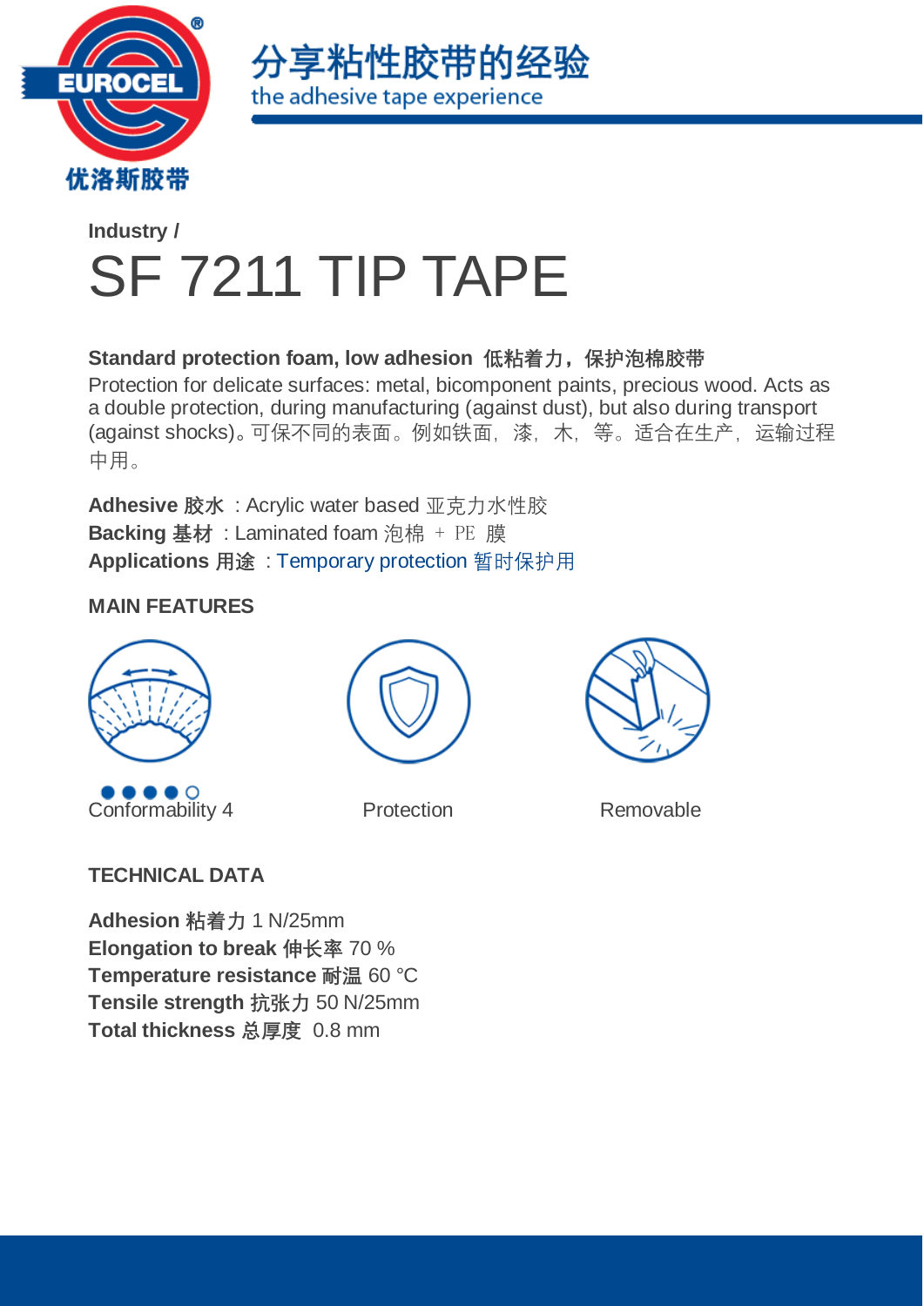Industry /

# SF 7211 TIP TAPE

**Standard protection foam, low adhesion 低粘着力，保护泡棉胶带**
Protection for delicate surfaces: metal, bicomponent paints, precious wood. Acts as a double protection, during manufacturing (against dust), but also during transport (against shocks)。可保不同的表面。例如铁面，漆，木，等。适合在生产，运输过程中用。

**Adhesive 胶水** : Acrylic water based 亚克力水性胶
**Backing 基材** : Laminated foam 泡棉 + PE 膜
**Applications 用途** : Temporary protection 暂时保护用

## MAIN FEATURES

●●●●○
Conformability 4

Protection

Removable

## TECHNICAL DATA

**Adhesion 粘着力** 1 N/25mm
**Elongation to break 伸长率** 70 %
**Temperature resistance 耐温** 60 °C
**Tensile strength 抗张力** 50 N/25mm
**Total thickness 总厚度** 0.8 mm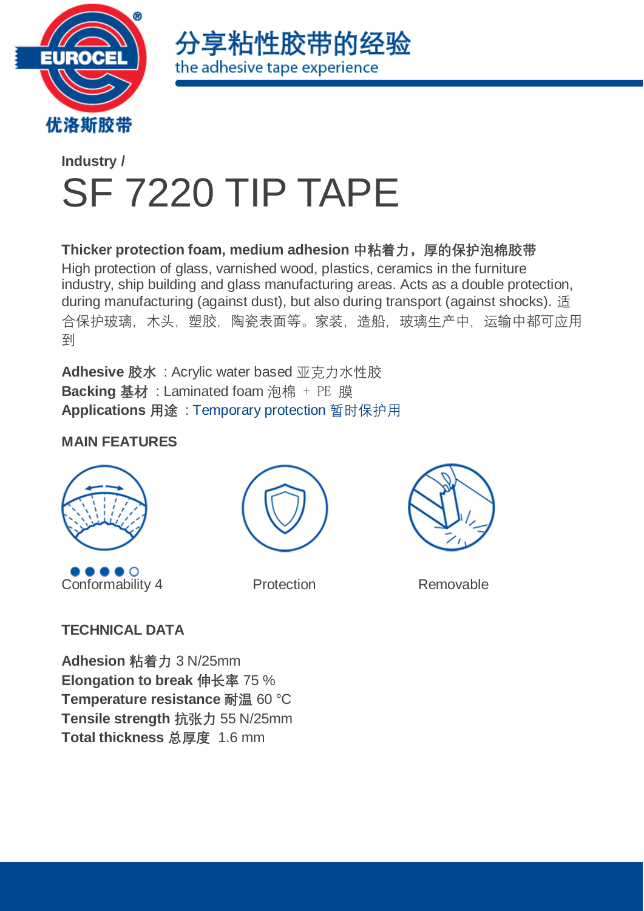Industry /

# SF 7220 TIP TAPE

**Thicker protection foam, medium adhesion 中粘着力，厚的保护泡棉胶带**
High protection of glass, varnished wood, plastics, ceramics in the furniture industry, ship building and glass manufacturing areas. Acts as a double protection, during manufacturing (against dust), but also during transport (against shocks). 适合保护玻璃，木头，塑胶，陶瓷表面等。家装，造船，玻璃生产中，运输中都可应用到

**Adhesive 胶水** : Acrylic water based 亚克力水性胶
**Backing 基材** : Laminated foam 泡棉 + PE 膜
**Applications 用途** : Temporary protection 暂时保护用

**MAIN FEATURES**

●●●●○ Conformability 4

Protection

Removable

**TECHNICAL DATA**

**Adhesion 粘着力** 3 N/25mm
**Elongation to break 伸长率** 75 %
**Temperature resistance 耐温** 60 °C
**Tensile strength 抗张力** 55 N/25mm
**Total thickness 总厚度** 1.6 mm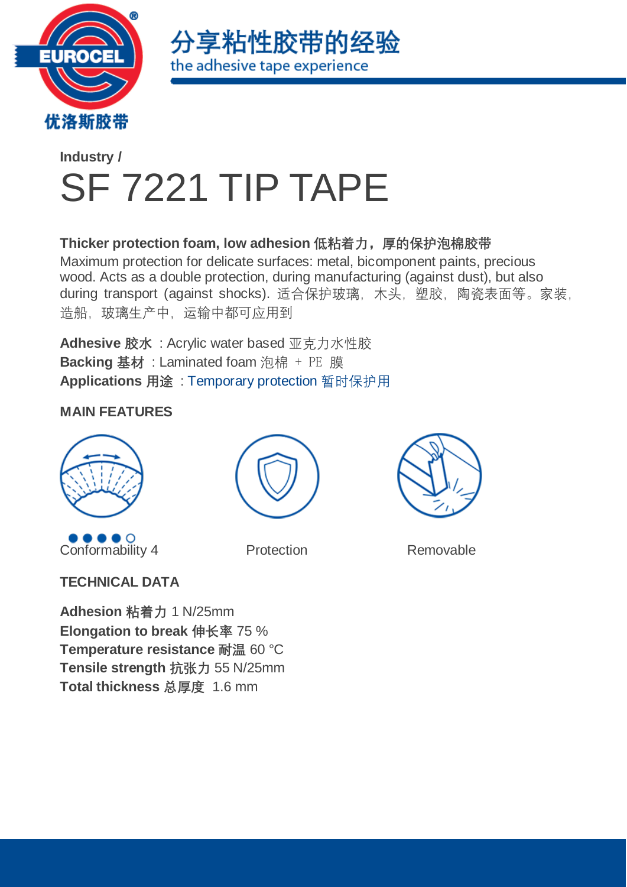Industry /

# SF 7221 TIP TAPE

**Thicker protection foam, low adhesion 低粘着力，厚的保护泡棉胶带**
Maximum protection for delicate surfaces: metal, bicomponent paints, precious wood. Acts as a double protection, during manufacturing (against dust), but also during transport (against shocks). 适合保护玻璃，木头，塑胶，陶瓷表面等。家装，造船，玻璃生产中，运输中都可应用到

**Adhesive 胶水** : Acrylic water based 亚克力水性胶
**Backing 基材** : Laminated foam 泡棉 + PE 膜
**Applications 用途** : Temporary protection 暂时保护用

## MAIN FEATURES

●●●●○
Conformability 4

Protection

Removable

## TECHNICAL DATA

**Adhesion 粘着力** 1 N/25mm
**Elongation to break 伸长率** 75 %
**Temperature resistance 耐温** 60 °C
**Tensile strength 抗张力** 55 N/25mm
**Total thickness 总厚度** 1.6 mm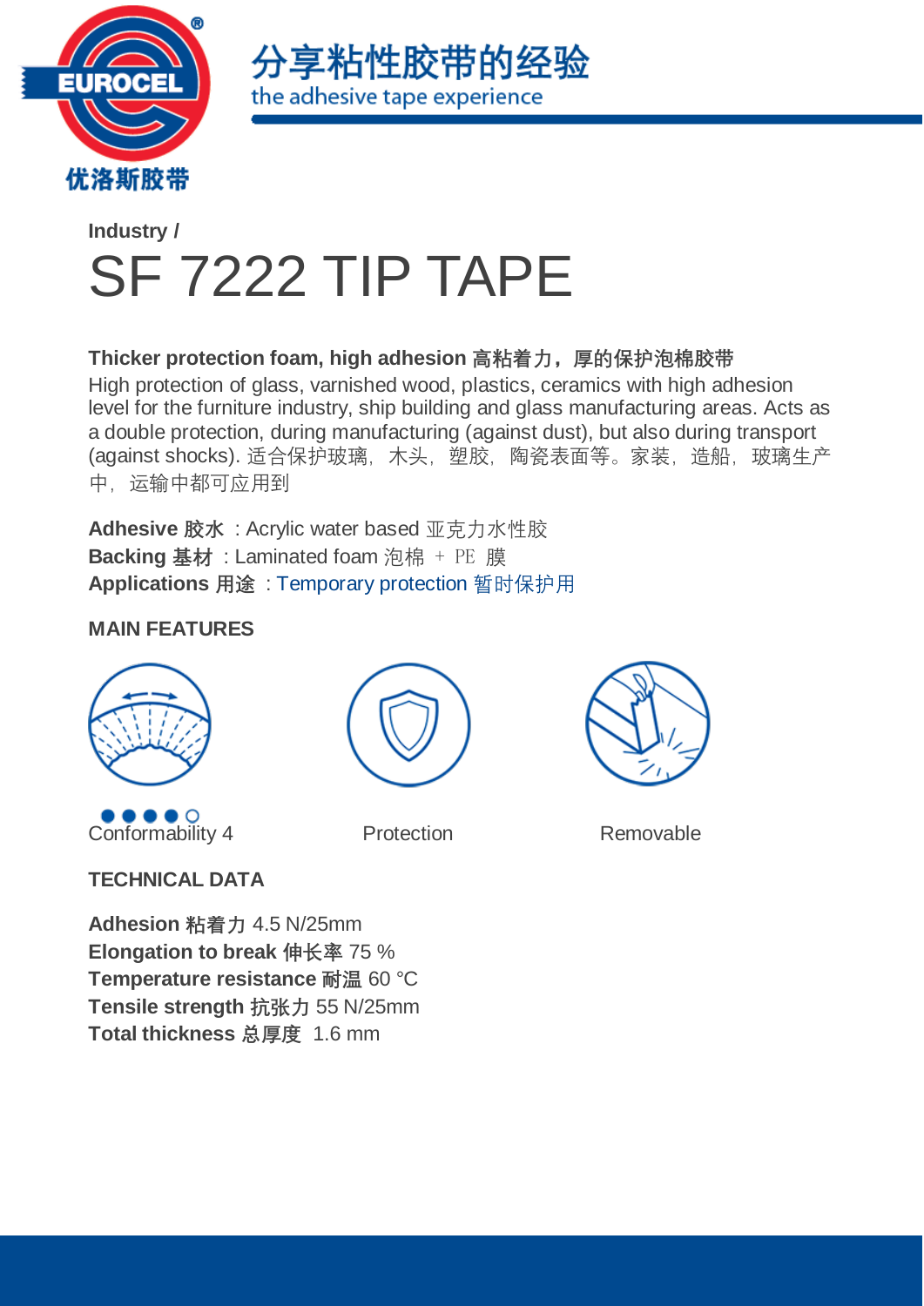分享粘性胶带的经验
the adhesive tape experience

优洛斯胶带

**Industry /**

# SF 7222 TIP TAPE

**Thicker protection foam, high adhesion 高粘着力，厚的保护泡棉胶带**
High protection of glass, varnished wood, plastics, ceramics with high adhesion level for the furniture industry, ship building and glass manufacturing areas. Acts as a double protection, during manufacturing (against dust), but also during transport (against shocks). 适合保护玻璃，木头，塑胶，陶瓷表面等。家装，造船，玻璃生产中，运输中都可应用到

**Adhesive 胶水** : Acrylic water based 亚克力水性胶
**Backing 基材** : Laminated foam 泡棉 + PE 膜
**Applications 用途** : Temporary protection 暂时保护用

## MAIN FEATURES

Conformability 4

Protection

Removable

## TECHNICAL DATA

**Adhesion 粘着力** 4.5 N/25mm
**Elongation to break 伸长率** 75 %
**Temperature resistance 耐温** 60 °C
**Tensile strength 抗张力** 55 N/25mm
**Total thickness 总厚度** 1.6 mm